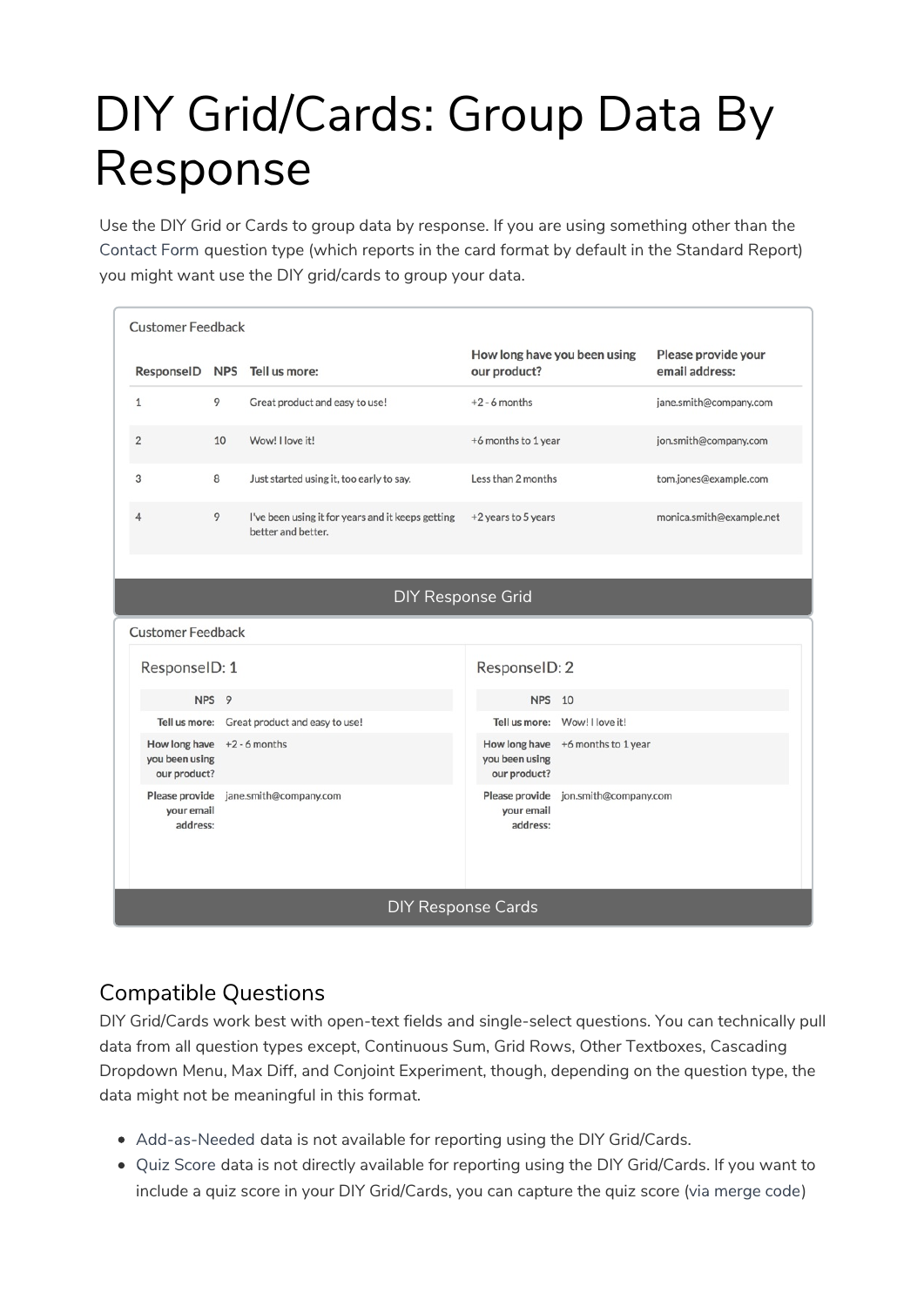# DIY Grid/Cards: Group Data By Response

Use the DIY Grid or Cards to group data by response. If you are using something other than the Contact Form question type (which reports in the card format by default in the Standard Report) you might want use the DIY grid/cards to group your data.

Customer Feedback

| ResponseID | NPS | Tell us more: | How long have you been using our product? | Please provide your email address: |
|---|---|---|---|---|
| 1 | 9 | Great product and easy to use! | +2 - 6 months | jane.smith@company.com |
| 2 | 10 | Wow! I love it! | +6 months to 1 year | jon.smith@company.com |
| 3 | 8 | Just started using it, too early to say. | Less than 2 months | tom.jones@example.com |
| 4 | 9 | I've been using it for years and it keeps getting better and better. | +2 years to 5 years | monica.smith@example.net |

DIY Response Grid

Customer Feedback

**ResponseID: 1**

| | |
|---|---|
| NPS | 9 |
| Tell us more: | Great product and easy to use! |
| How long have you been using our product? | +2 - 6 months |
| Please provide your email address: | jane.smith@company.com |

**ResponseID: 2**

| | |
|---|---|
| NPS | 10 |
| Tell us more: | Wow! I love it! |
| How long have you been using our product? | +6 months to 1 year |
| Please provide your email address: | jon.smith@company.com |

DIY Response Cards

## Compatible Questions

DIY Grid/Cards work best with open-text fields and single-select questions. You can technically pull data from all question types except, Continuous Sum, Grid Rows, Other Textboxes, Cascading Dropdown Menu, Max Diff, and Conjoint Experiment, though, depending on the question type, the data might not be meaningful in this format.

- Add-as-Needed data is not available for reporting using the DIY Grid/Cards.
- Quiz Score data is not directly available for reporting using the DIY Grid/Cards. If you want to include a quiz score in your DIY Grid/Cards, you can capture the quiz score (via merge code)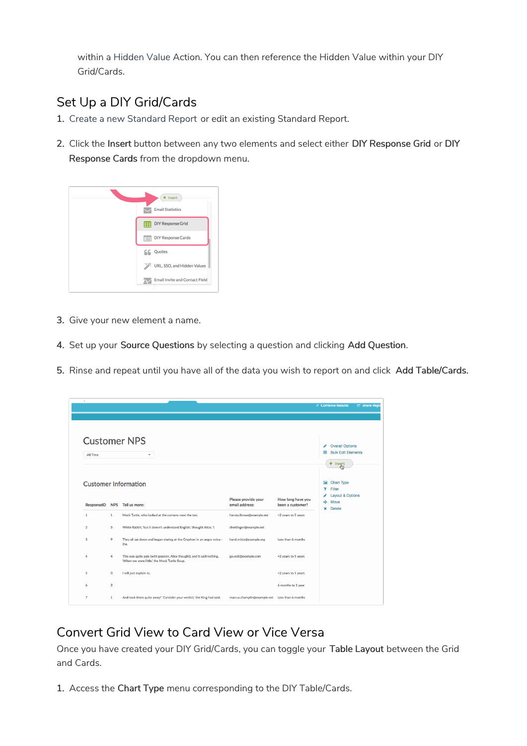within a Hidden Value Action. You can then reference the Hidden Value within your DIY Grid/Cards.

## Set Up a DIY Grid/Cards

1. Create a new Standard Report or edit an existing Standard Report.
2. Click the **Insert** button between any two elements and select either **DIY Response Grid** or **DIY Response Cards** from the dropdown menu.
3. Give your new element a name.
4. Set up your **Source Questions** by selecting a question and clicking **Add Question**.
5. Rinse and repeat until you have all of the data you wish to report on and click **Add Table/Cards.**

## Convert Grid View to Card View or Vice Versa

Once you have created your DIY Grid/Cards, you can toggle your **Table Layout** between the Grid and Cards.

1. Access the **Chart Type** menu corresponding to the DIY Table/Cards.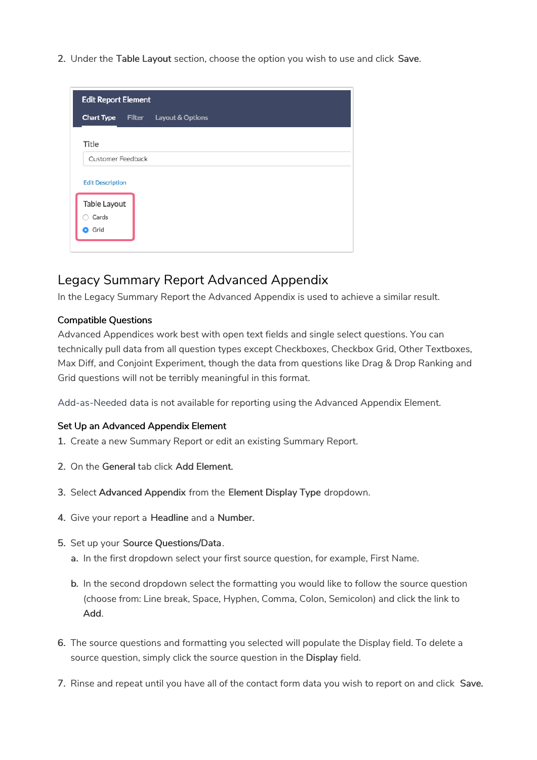2. Under the **Table Layout** section, choose the option you wish to use and click **Save**.

## Legacy Summary Report Advanced Appendix

In the Legacy Summary Report the Advanced Appendix is used to achieve a similar result.

### Compatible Questions

Advanced Appendices work best with open text fields and single select questions. You can technically pull data from all question types except Checkboxes, Checkbox Grid, Other Textboxes, Max Diff, and Conjoint Experiment, though the data from questions like Drag & Drop Ranking and Grid questions will not be terribly meaningful in this format.

Add-as-Needed data is not available for reporting using the Advanced Appendix Element.

### Set Up an Advanced Appendix Element

1. Create a new Summary Report or edit an existing Summary Report.
2. On the **General** tab click **Add Element**.
3. Select **Advanced Appendix** from the **Element Display Type** dropdown.
4. Give your report a **Headline** and a **Number**.
5. Set up your **Source Questions/Data**.
   a. In the first dropdown select your first source question, for example, First Name.
   b. In the second dropdown select the formatting you would like to follow the source question (choose from: Line break, Space, Hyphen, Comma, Colon, Semicolon) and click the link to **Add**.
6. The source questions and formatting you selected will populate the Display field. To delete a source question, simply click the source question in the **Display** field.
7. Rinse and repeat until you have all of the contact form data you wish to report on and click **Save.**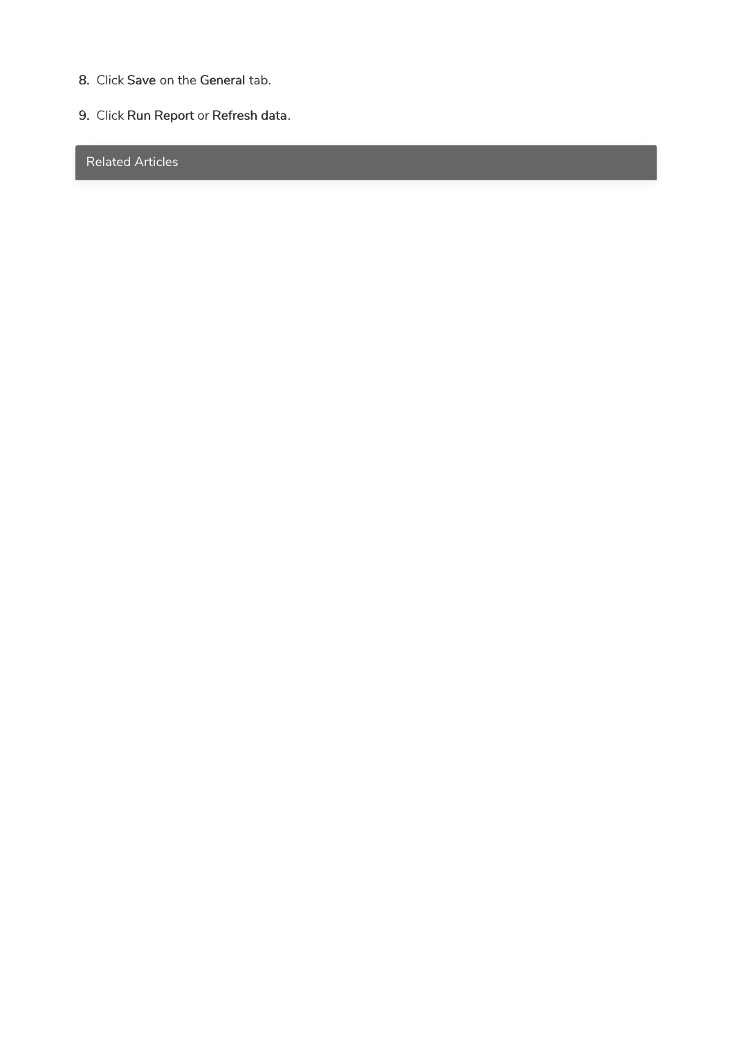8. Click **Save** on the **General** tab.
9. Click **Run Report** or **Refresh data**.

## Related Articles